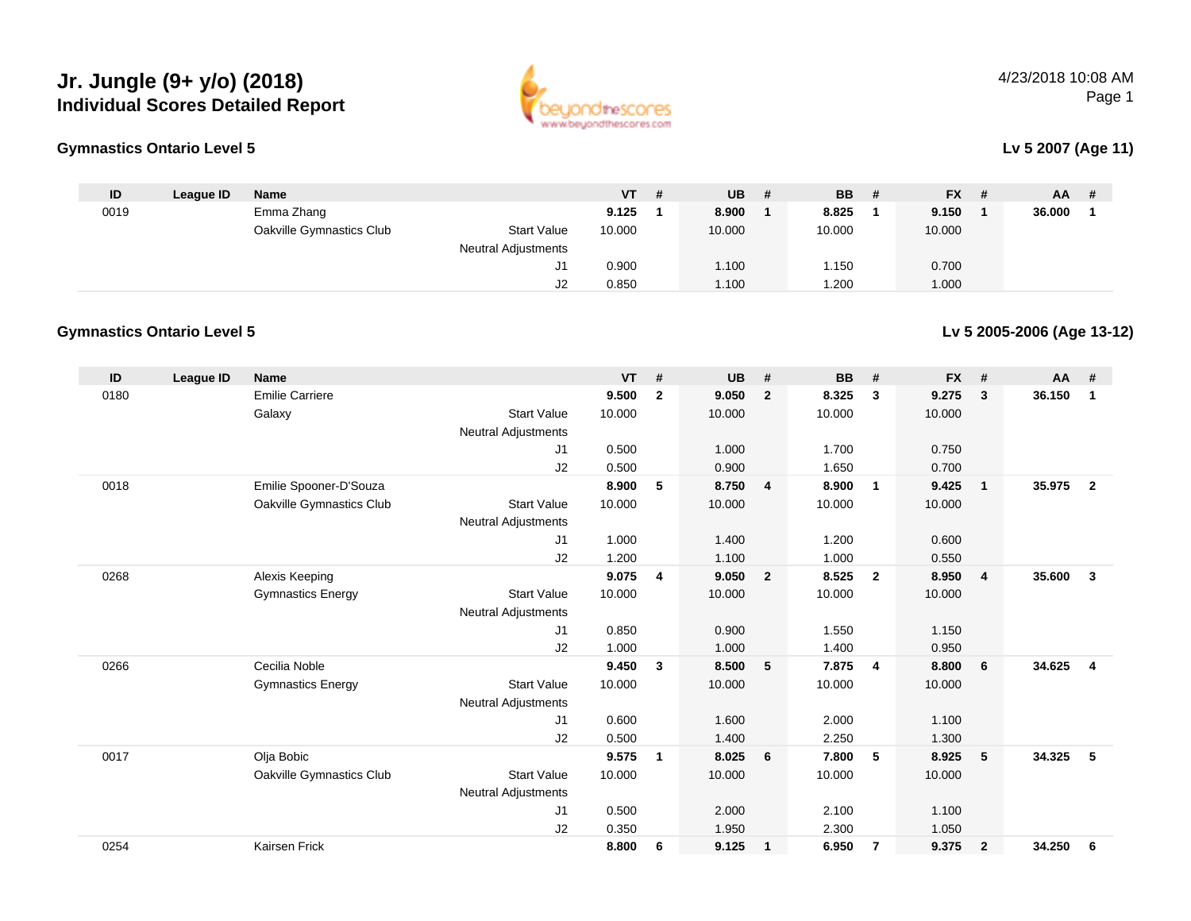# Jr. Jungle (9+ y/o) (2018)

## Individual Scores Detailed Report

4/23/2018 10:08 AM

### Gymnastics Ontario Level 5

**Lv 5 2007 (Age 11)**

| ID | League ID | Name | | VT | # | UB | # | BB | # | FX | # | AA | # |
|---|---|---|---|---|---|---|---|---|---|---|---|---|---|
| 0019 | | Emma Zhang | | **9.125** | **1** | **8.900** | **1** | **8.825** | **1** | **9.150** | **1** | **36.000** | **1** |
| | | Oakville Gymnastics Club | Start Value | 10.000 | | 10.000 | | 10.000 | | 10.000 | | | |
| | | | Neutral Adjustments | | | | | | | | | | |
| | | | J1 | 0.900 | | 1.100 | | 1.150 | | 0.700 | | | |
| | | | J2 | 0.850 | | 1.100 | | 1.200 | | 1.000 | | | |

### Gymnastics Ontario Level 5

**Lv 5 2005-2006 (Age 13-12)**

| ID | League ID | Name | | VT | # | UB | # | BB | # | FX | # | AA | # |
|---|---|---|---|---|---|---|---|---|---|---|---|---|---|
| 0180 | | Emilie Carriere | | **9.500** | **2** | **9.050** | **2** | **8.325** | **3** | **9.275** | **3** | **36.150** | **1** |
| | | Galaxy | Start Value | 10.000 | | 10.000 | | 10.000 | | 10.000 | | | |
| | | | Neutral Adjustments | | | | | | | | | | |
| | | | J1 | 0.500 | | 1.000 | | 1.700 | | 0.750 | | | |
| | | | J2 | 0.500 | | 0.900 | | 1.650 | | 0.700 | | | |
| 0018 | | Emilie Spooner-D'Souza | | **8.900** | **5** | **8.750** | **4** | **8.900** | **1** | **9.425** | **1** | **35.975** | **2** |
| | | Oakville Gymnastics Club | Start Value | 10.000 | | 10.000 | | 10.000 | | 10.000 | | | |
| | | | Neutral Adjustments | | | | | | | | | | |
| | | | J1 | 1.000 | | 1.400 | | 1.200 | | 0.600 | | | |
| | | | J2 | 1.200 | | 1.100 | | 1.000 | | 0.550 | | | |
| 0268 | | Alexis Keeping | | **9.075** | **4** | **9.050** | **2** | **8.525** | **2** | **8.950** | **4** | **35.600** | **3** |
| | | Gymnastics Energy | Start Value | 10.000 | | 10.000 | | 10.000 | | 10.000 | | | |
| | | | Neutral Adjustments | | | | | | | | | | |
| | | | J1 | 0.850 | | 0.900 | | 1.550 | | 1.150 | | | |
| | | | J2 | 1.000 | | 1.000 | | 1.400 | | 0.950 | | | |
| 0266 | | Cecilia Noble | | **9.450** | **3** | **8.500** | **5** | **7.875** | **4** | **8.800** | **6** | **34.625** | **4** |
| | | Gymnastics Energy | Start Value | 10.000 | | 10.000 | | 10.000 | | 10.000 | | | |
| | | | Neutral Adjustments | | | | | | | | | | |
| | | | J1 | 0.600 | | 1.600 | | 2.000 | | 1.100 | | | |
| | | | J2 | 0.500 | | 1.400 | | 2.250 | | 1.300 | | | |
| 0017 | | Olja Bobic | | **9.575** | **1** | **8.025** | **6** | **7.800** | **5** | **8.925** | **5** | **34.325** | **5** |
| | | Oakville Gymnastics Club | Start Value | 10.000 | | 10.000 | | 10.000 | | 10.000 | | | |
| | | | Neutral Adjustments | | | | | | | | | | |
| | | | J1 | 0.500 | | 2.000 | | 2.100 | | 1.100 | | | |
| | | | J2 | 0.350 | | 1.950 | | 2.300 | | 1.050 | | | |
| 0254 | | Kairsen Frick | | **8.800** | **6** | **9.125** | **1** | **6.950** | **7** | **9.375** | **2** | **34.250** | **6** |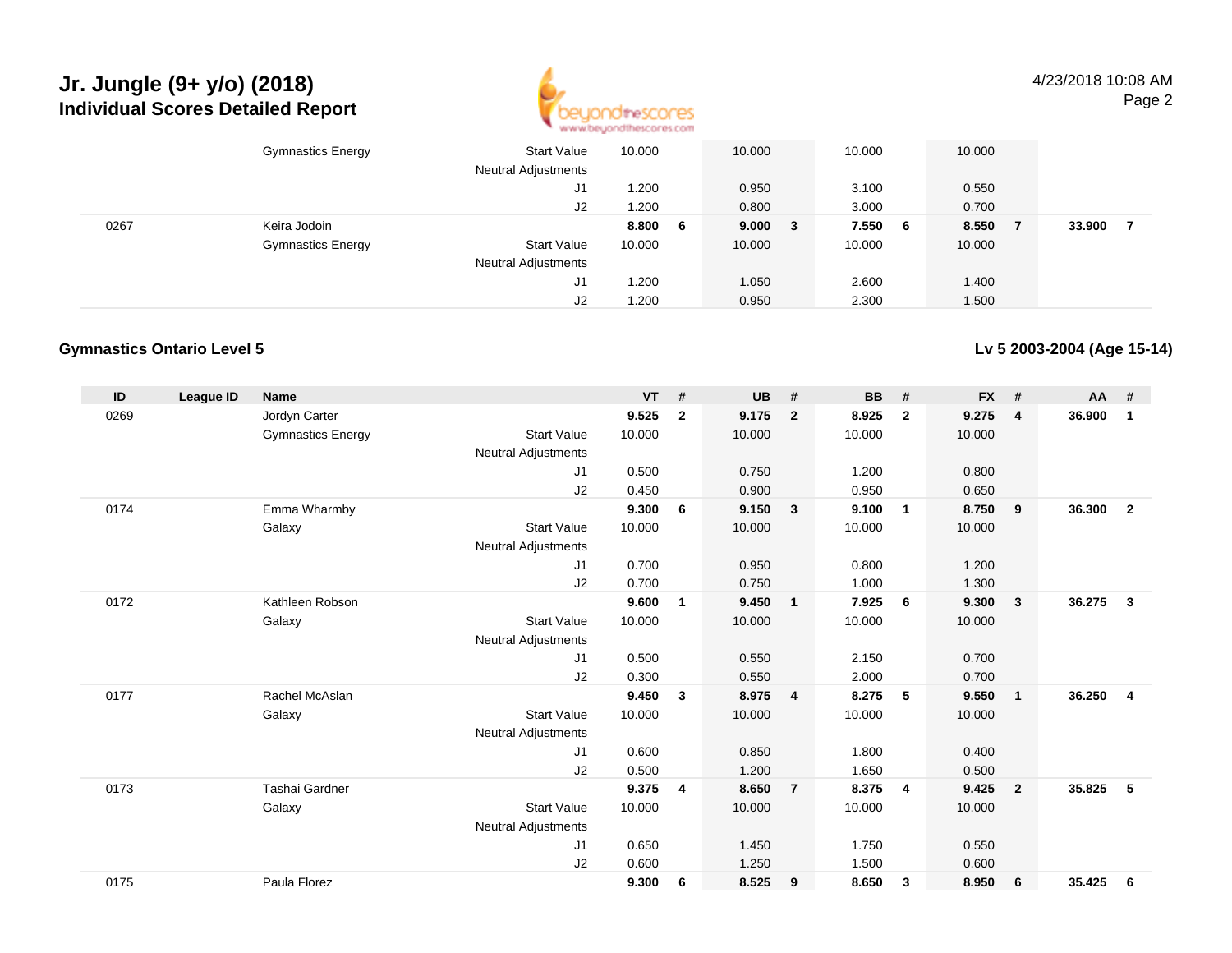| ID | League ID | Name | | VT | # | UB | # | BB | # | FX | # | AA | # |
|---|---|---|---|---|---|---|---|---|---|---|---|---|---|
| | | Gymnastics Energy | Start Value | 10.000 | | 10.000 | | 10.000 | | 10.000 | | | |
| | | | Neutral Adjustments | | | | | | | | | | |
| | | | J1 | 1.200 | | 0.950 | | 3.100 | | 0.550 | | | |
| | | | J2 | 1.200 | | 0.800 | | 3.000 | | 0.700 | | | |
| 0267 | | Keira Jodoin | | **8.800** | **6** | **9.000** | **3** | **7.550** | **6** | **8.550** | **7** | **33.900** | **7** |
| | | Gymnastics Energy | Start Value | 10.000 | | 10.000 | | 10.000 | | 10.000 | | | |
| | | | Neutral Adjustments | | | | | | | | | | |
| | | | J1 | 1.200 | | 1.050 | | 2.600 | | 1.400 | | | |
| | | | J2 | 1.200 | | 0.950 | | 2.300 | | 1.500 | | | |

### Gymnastics Ontario Level 5

**Lv 5 2003-2004 (Age 15-14)**

| ID | League ID | Name | | VT | # | UB | # | BB | # | FX | # | AA | # |
|---|---|---|---|---|---|---|---|---|---|---|---|---|---|
| 0269 | | Jordyn Carter | | **9.525** | **2** | **9.175** | **2** | **8.925** | **2** | **9.275** | **4** | **36.900** | **1** |
| | | Gymnastics Energy | Start Value | 10.000 | | 10.000 | | 10.000 | | 10.000 | | | |
| | | | Neutral Adjustments | | | | | | | | | | |
| | | | J1 | 0.500 | | 0.750 | | 1.200 | | 0.800 | | | |
| | | | J2 | 0.450 | | 0.900 | | 0.950 | | 0.650 | | | |
| 0174 | | Emma Wharmby | | **9.300** | **6** | **9.150** | **3** | **9.100** | **1** | **8.750** | **9** | **36.300** | **2** |
| | | Galaxy | Start Value | 10.000 | | 10.000 | | 10.000 | | 10.000 | | | |
| | | | Neutral Adjustments | | | | | | | | | | |
| | | | J1 | 0.700 | | 0.950 | | 0.800 | | 1.200 | | | |
| | | | J2 | 0.700 | | 0.750 | | 1.000 | | 1.300 | | | |
| 0172 | | Kathleen Robson | | **9.600** | **1** | **9.450** | **1** | **7.925** | **6** | **9.300** | **3** | **36.275** | **3** |
| | | Galaxy | Start Value | 10.000 | | 10.000 | | 10.000 | | 10.000 | | | |
| | | | Neutral Adjustments | | | | | | | | | | |
| | | | J1 | 0.500 | | 0.550 | | 2.150 | | 0.700 | | | |
| | | | J2 | 0.300 | | 0.550 | | 2.000 | | 0.700 | | | |
| 0177 | | Rachel McAslan | | **9.450** | **3** | **8.975** | **4** | **8.275** | **5** | **9.550** | **1** | **36.250** | **4** |
| | | Galaxy | Start Value | 10.000 | | 10.000 | | 10.000 | | 10.000 | | | |
| | | | Neutral Adjustments | | | | | | | | | | |
| | | | J1 | 0.600 | | 0.850 | | 1.800 | | 0.400 | | | |
| | | | J2 | 0.500 | | 1.200 | | 1.650 | | 0.500 | | | |
| 0173 | | Tashai Gardner | | **9.375** | **4** | **8.650** | **7** | **8.375** | **4** | **9.425** | **2** | **35.825** | **5** |
| | | Galaxy | Start Value | 10.000 | | 10.000 | | 10.000 | | 10.000 | | | |
| | | | Neutral Adjustments | | | | | | | | | | |
| | | | J1 | 0.650 | | 1.450 | | 1.750 | | 0.550 | | | |
| | | | J2 | 0.600 | | 1.250 | | 1.500 | | 0.600 | | | |
| 0175 | | Paula Florez | | **9.300** | **6** | **8.525** | **9** | **8.650** | **3** | **8.950** | **6** | **35.425** | **6** |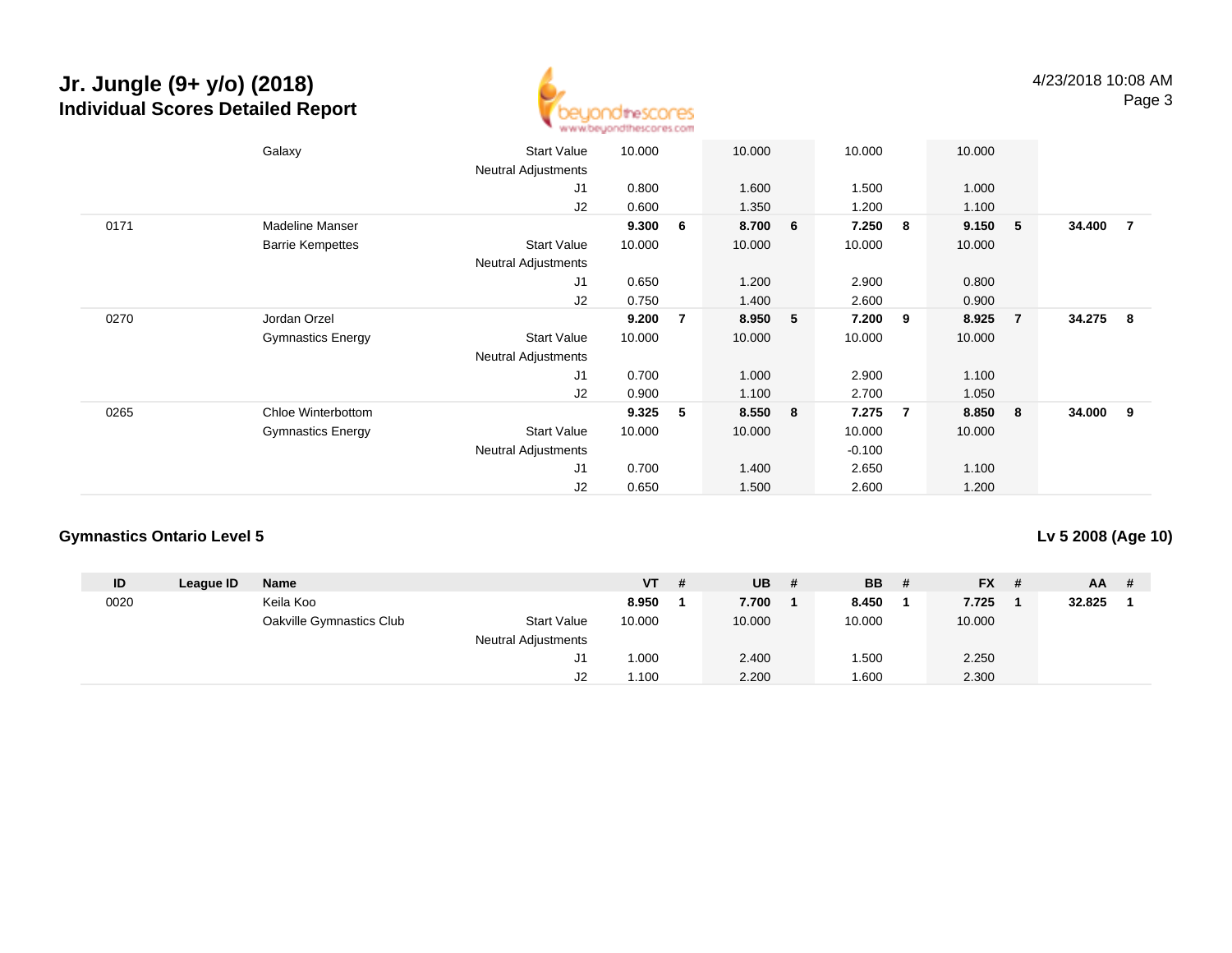# Jr. Jungle (9+ y/o) (2018)
## Individual Scores Detailed Report

4/23/2018 10:08 AM

| ID | League ID | Name | | VT | # | UB | # | BB | # | FX | # | AA | # |
|---|---|---|---|---|---|---|---|---|---|---|---|---|---|
| | | Galaxy | Start Value | 10.000 | | 10.000 | | 10.000 | | 10.000 | | | |
| | | | Neutral Adjustments | | | | | | | | | | |
| | | | J1 | 0.800 | | 1.600 | | 1.500 | | 1.000 | | | |
| | | | J2 | 0.600 | | 1.350 | | 1.200 | | 1.100 | | | |
| 0171 | | Madeline Manser | | **9.300** | **6** | **8.700** | **6** | **7.250** | **8** | **9.150** | **5** | **34.400** | **7** |
| | | Barrie Kempettes | Start Value | 10.000 | | 10.000 | | 10.000 | | 10.000 | | | |
| | | | Neutral Adjustments | | | | | | | | | | |
| | | | J1 | 0.650 | | 1.200 | | 2.900 | | 0.800 | | | |
| | | | J2 | 0.750 | | 1.400 | | 2.600 | | 0.900 | | | |
| 0270 | | Jordan Orzel | | **9.200** | **7** | **8.950** | **5** | **7.200** | **9** | **8.925** | **7** | **34.275** | **8** |
| | | Gymnastics Energy | Start Value | 10.000 | | 10.000 | | 10.000 | | 10.000 | | | |
| | | | Neutral Adjustments | | | | | | | | | | |
| | | | J1 | 0.700 | | 1.000 | | 2.900 | | 1.100 | | | |
| | | | J2 | 0.900 | | 1.100 | | 2.700 | | 1.050 | | | |
| 0265 | | Chloe Winterbottom | | **9.325** | **5** | **8.550** | **8** | **7.275** | **7** | **8.850** | **8** | **34.000** | **9** |
| | | Gymnastics Energy | Start Value | 10.000 | | 10.000 | | 10.000 | | 10.000 | | | |
| | | | Neutral Adjustments | | | | | -0.100 | | | | | |
| | | | J1 | 0.700 | | 1.400 | | 2.650 | | 1.100 | | | |
| | | | J2 | 0.650 | | 1.500 | | 2.600 | | 1.200 | | | |

### Gymnastics Ontario Level 5

**Lv 5 2008 (Age 10)**

| ID | League ID | Name | | VT | # | UB | # | BB | # | FX | # | AA | # |
|---|---|---|---|---|---|---|---|---|---|---|---|---|---|
| 0020 | | Keila Koo | | **8.950** | **1** | **7.700** | **1** | **8.450** | **1** | **7.725** | **1** | **32.825** | **1** |
| | | Oakville Gymnastics Club | Start Value | 10.000 | | 10.000 | | 10.000 | | 10.000 | | | |
| | | | Neutral Adjustments | | | | | | | | | | |
| | | | J1 | 1.000 | | 2.400 | | 1.500 | | 2.250 | | | |
| | | | J2 | 1.100 | | 2.200 | | 1.600 | | 2.300 | | | |